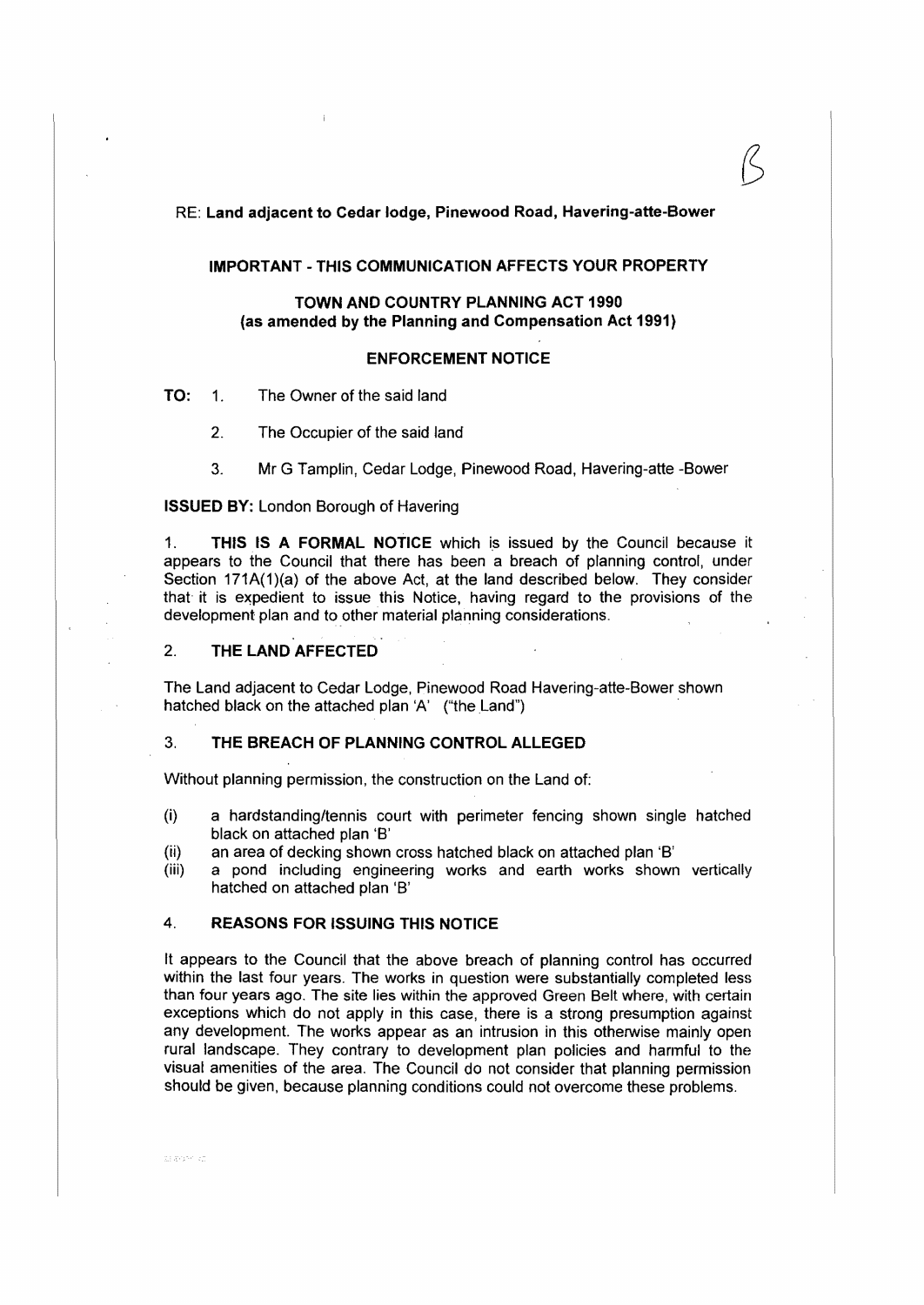RE: **Land adjacent to Cedar lodge, Pinewood Road, Havering-atte-Bower**

**IMPORTANT - THIS COMMUNICATION AFFECTS YOUR PROPERTY**

**TOWN AND COUNTRY PLANNING ACT 1990**
**(as amended by the Planning and Compensation Act 1991)**

**ENFORCEMENT NOTICE**

**TO:** 1. The Owner of the said land

2. The Occupier of the said land

3. Mr G Tamplin, Cedar Lodge, Pinewood Road, Havering-atte -Bower

**ISSUED BY:** London Borough of Havering

1. **THIS IS A FORMAL NOTICE** which is issued by the Council because it appears to the Council that there has been a breach of planning control, under Section 171A(1)(a) of the above Act, at the land described below. They consider that it is expedient to issue this Notice, having regard to the provisions of the development plan and to other material planning considerations.

## 2. THE LAND AFFECTED

The Land adjacent to Cedar Lodge, Pinewood Road Havering-atte-Bower shown hatched black on the attached plan 'A' ("the Land")

## 3. THE BREACH OF PLANNING CONTROL ALLEGED

Without planning permission, the construction on the Land of:

(i) a hardstanding/tennis court with perimeter fencing shown single hatched black on attached plan 'B'
(ii) an area of decking shown cross hatched black on attached plan 'B'
(iii) a pond including engineering works and earth works shown vertically hatched on attached plan 'B'

## 4. REASONS FOR ISSUING THIS NOTICE

It appears to the Council that the above breach of planning control has occurred within the last four years. The works in question were substantially completed less than four years ago. The site lies within the approved Green Belt where, with certain exceptions which do not apply in this case, there is a strong presumption against any development. The works appear as an intrusion in this otherwise mainly open rural landscape. They contrary to development plan policies and harmful to the visual amenities of the area. The Council do not consider that planning permission should be given, because planning conditions could not overcome these problems.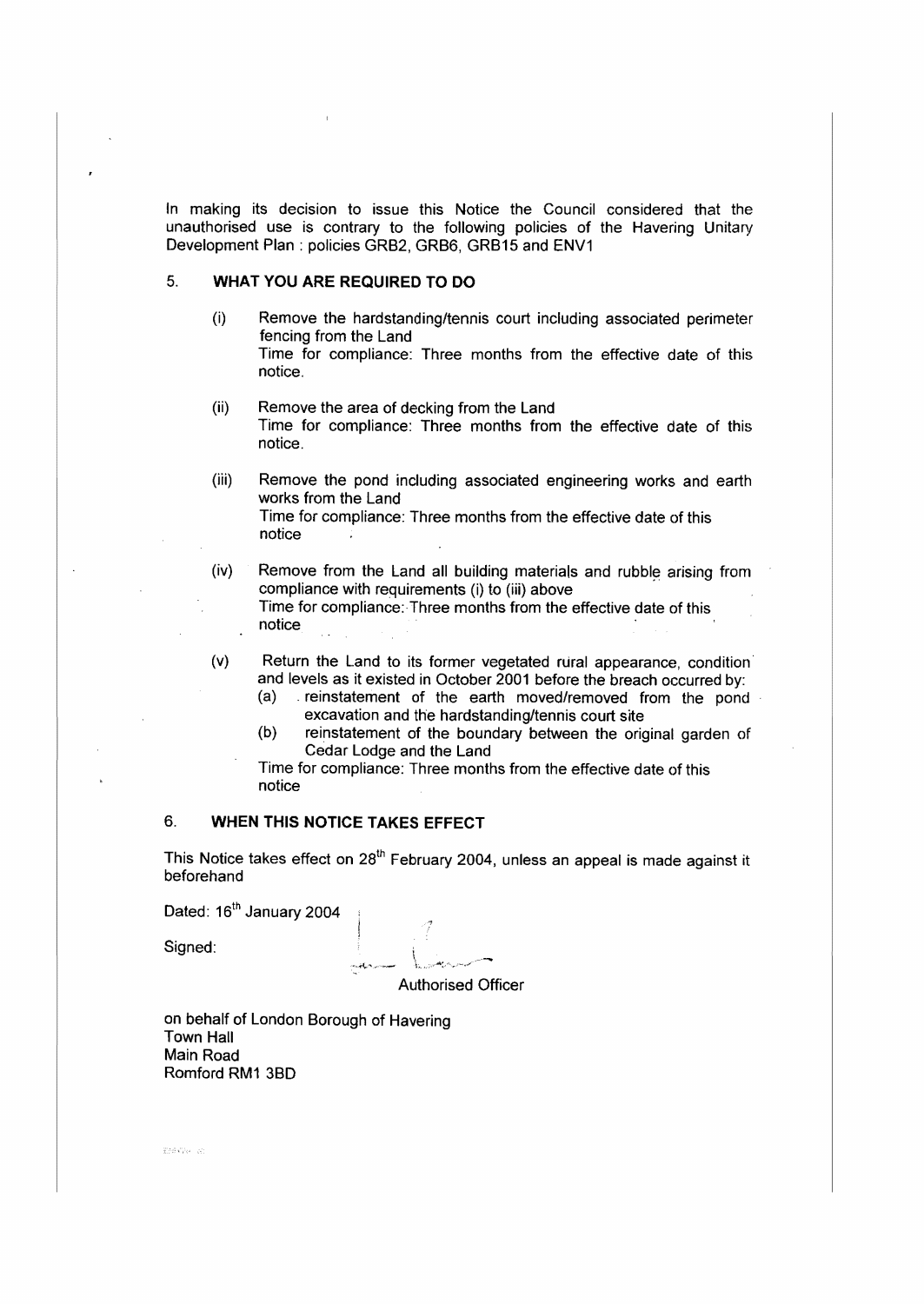In making its decision to issue this Notice the Council considered that the unauthorised use is contrary to the following policies of the Havering Unitary Development Plan : policies GRB2, GRB6, GRB15 and ENV1

## 5. WHAT YOU ARE REQUIRED TO DO

(i) Remove the hardstanding/tennis court including associated perimeter fencing from the Land
Time for compliance: Three months from the effective date of this notice.

(ii) Remove the area of decking from the Land
Time for compliance: Three months from the effective date of this notice.

(iii) Remove the pond including associated engineering works and earth works from the Land
Time for compliance: Three months from the effective date of this notice

(iv) Remove from the Land all building materials and rubble arising from compliance with requirements (i) to (iii) above
Time for compliance: Three months from the effective date of this notice

(v) Return the Land to its former vegetated rural appearance, condition and levels as it existed in October 2001 before the breach occurred by:
   (a) reinstatement of the earth moved/removed from the pond excavation and the hardstanding/tennis court site
   (b) reinstatement of the boundary between the original garden of Cedar Lodge and the Land

   Time for compliance: Three months from the effective date of this notice

## 6. WHEN THIS NOTICE TAKES EFFECT

This Notice takes effect on 28th February 2004, unless an appeal is made against it beforehand

Dated: 16th January 2004

Signed:

Authorised Officer

on behalf of London Borough of Havering
Town Hall
Main Road
Romford RM1 3BD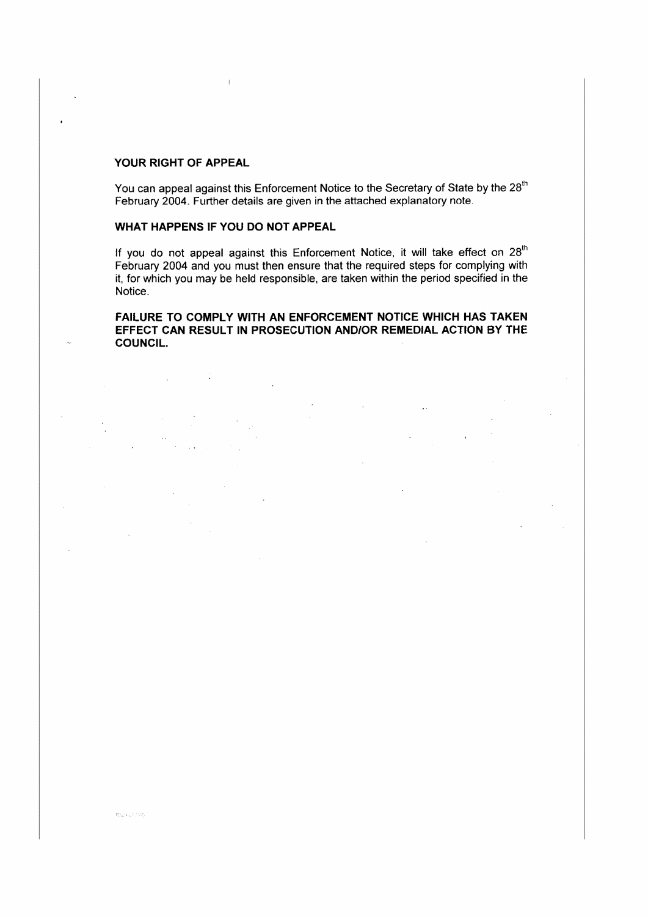**YOUR RIGHT OF APPEAL**

You can appeal against this Enforcement Notice to the Secretary of State by the 28th February 2004. Further details are given in the attached explanatory note.

**WHAT HAPPENS IF YOU DO NOT APPEAL**

If you do not appeal against this Enforcement Notice, it will take effect on 28th February 2004 and you must then ensure that the required steps for complying with it, for which you may be held responsible, are taken within the period specified in the Notice.

**FAILURE TO COMPLY WITH AN ENFORCEMENT NOTICE WHICH HAS TAKEN EFFECT CAN RESULT IN PROSECUTION AND/OR REMEDIAL ACTION BY THE COUNCIL.**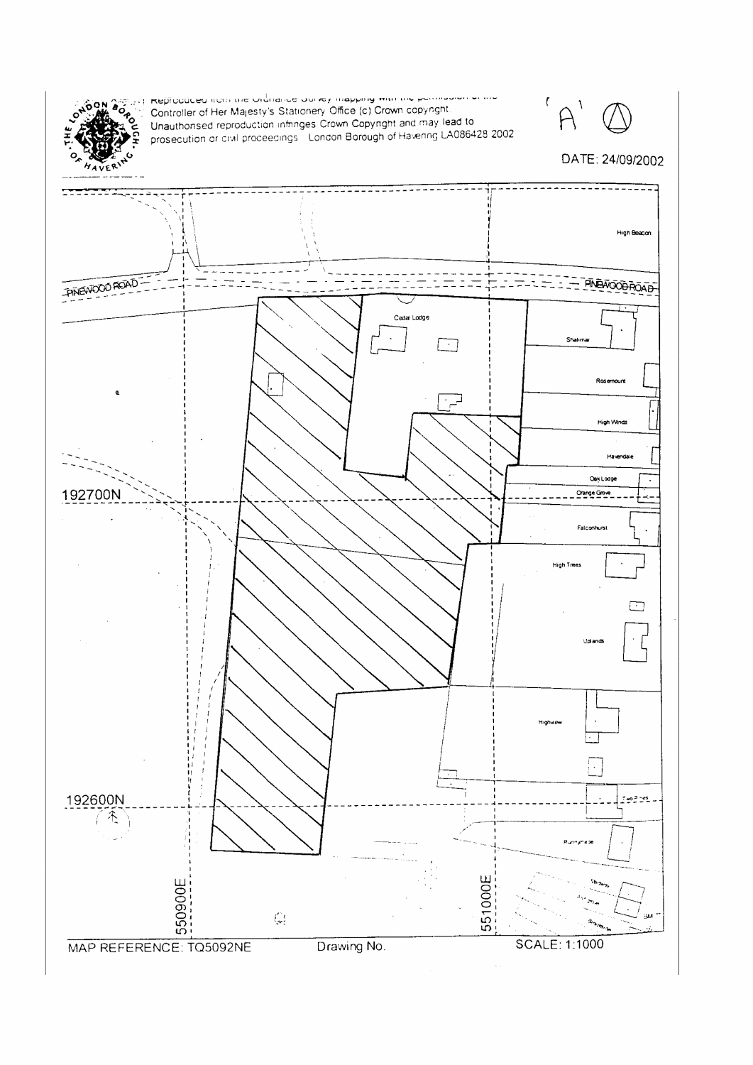Reproduced from the Ordnance Survey mapping with the permission of the Controller of Her Majesty's Stationery Office (c) Crown copyright. Unauthorised reproduction infringes Crown Copyright and may lead to prosecution or civil proceedings. London Borough of Havering LA086428 2002

'A'

DATE: 24/09/2002

PINEWOOD ROAD

High Beacon

Cedar Lodge

Shalimar

Rosemount

High Winds

Havendale

Oak Lodge

Orange Grove

Falconhurst

High Trees

Uplands

Highview

Two Pines

Runnymede

192700N

192600N

550900E

551000E

MAP REFERENCE: TQ5092NE

Drawing No.

SCALE: 1:1000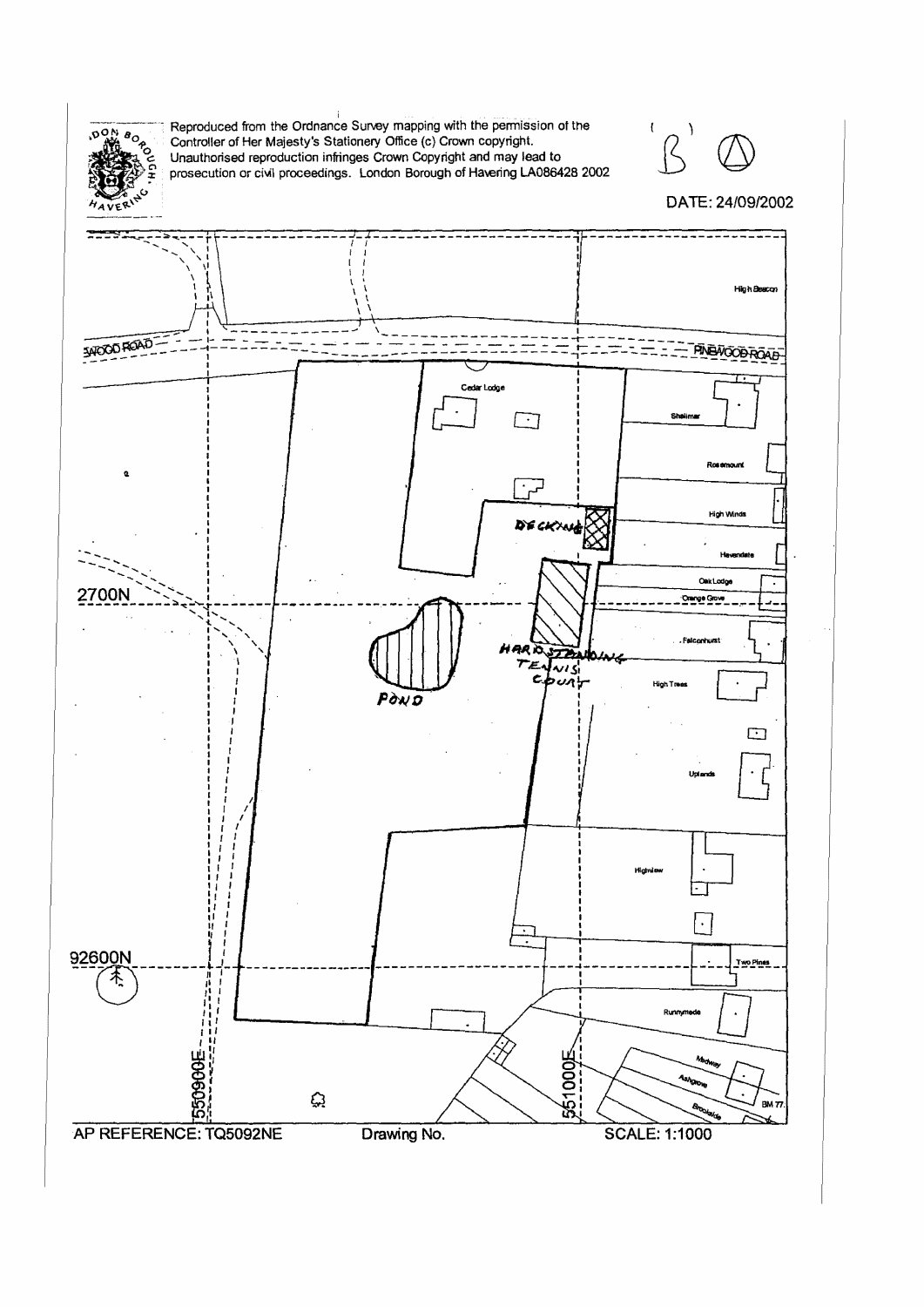Reproduced from the Ordnance Survey mapping with the permission of the Controller of Her Majesty's Stationery Office (c) Crown copyright. Unauthorised reproduction infringes Crown Copyright and may lead to prosecution or civil proceedings. London Borough of Havering LA086428 2002

(B)

DATE: 24/09/2002

WOOD ROAD

PINEWOOD ROAD

High Beacon

Cedar Lodge

Shalimar

Rosemount

High Winds

DECKING

Havendale

Oak Lodge

Orange Grove

2700N

POND

HARD STANDING TENNIS COURT

Falconhurst

High Trees

Uplands

Highview

92600N

Two Pines

Runnymede

Medway

Ashgrove

Brookside

BM 77

550900E

551000E

AP REFERENCE: TQ5092NE

Drawing No.

SCALE: 1:1000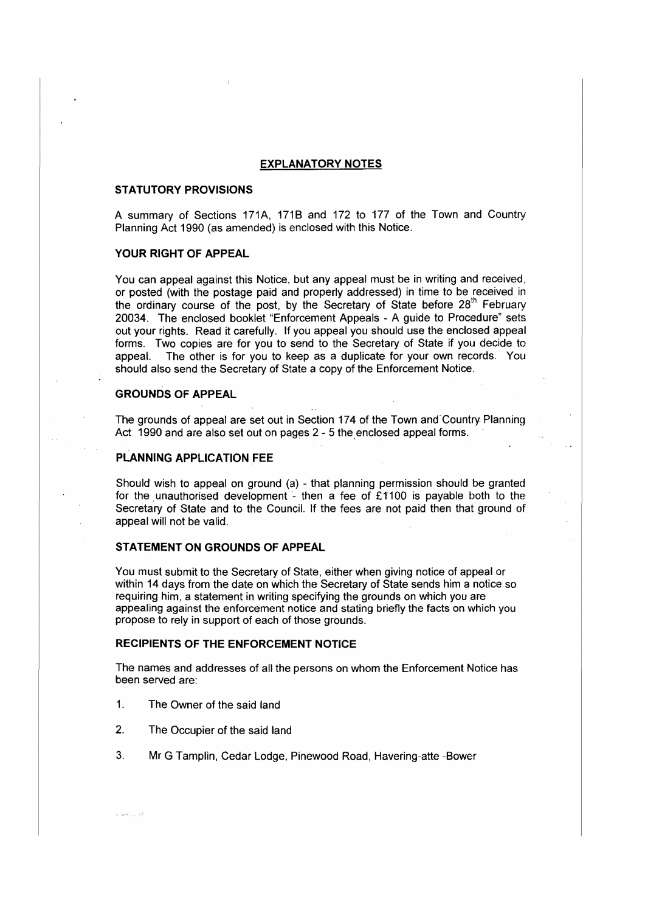## EXPLANATORY NOTES

### STATUTORY PROVISIONS

A summary of Sections 171A, 171B and 172 to 177 of the Town and Country Planning Act 1990 (as amended) is enclosed with this Notice.

### YOUR RIGHT OF APPEAL

You can appeal against this Notice, but any appeal must be in writing and received, or posted (with the postage paid and properly addressed) in time to be received in the ordinary course of the post, by the Secretary of State before 28th February 20034. The enclosed booklet "Enforcement Appeals - A guide to Procedure" sets out your rights. Read it carefully. If you appeal you should use the enclosed appeal forms. Two copies are for you to send to the Secretary of State if you decide to appeal. The other is for you to keep as a duplicate for your own records. You should also send the Secretary of State a copy of the Enforcement Notice.

### GROUNDS OF APPEAL

The grounds of appeal are set out in Section 174 of the Town and Country Planning Act 1990 and are also set out on pages 2 - 5 the enclosed appeal forms.

### PLANNING APPLICATION FEE

Should wish to appeal on ground (a) - that planning permission should be granted for the unauthorised development - then a fee of £1100 is payable both to the Secretary of State and to the Council. If the fees are not paid then that ground of appeal will not be valid.

### STATEMENT ON GROUNDS OF APPEAL

You must submit to the Secretary of State, either when giving notice of appeal or within 14 days from the date on which the Secretary of State sends him a notice so requiring him, a statement in writing specifying the grounds on which you are appealing against the enforcement notice and stating briefly the facts on which you propose to rely in support of each of those grounds.

### RECIPIENTS OF THE ENFORCEMENT NOTICE

The names and addresses of all the persons on whom the Enforcement Notice has been served are:

1. The Owner of the said land
2. The Occupier of the said land
3. Mr G Tamplin, Cedar Lodge, Pinewood Road, Havering-atte -Bower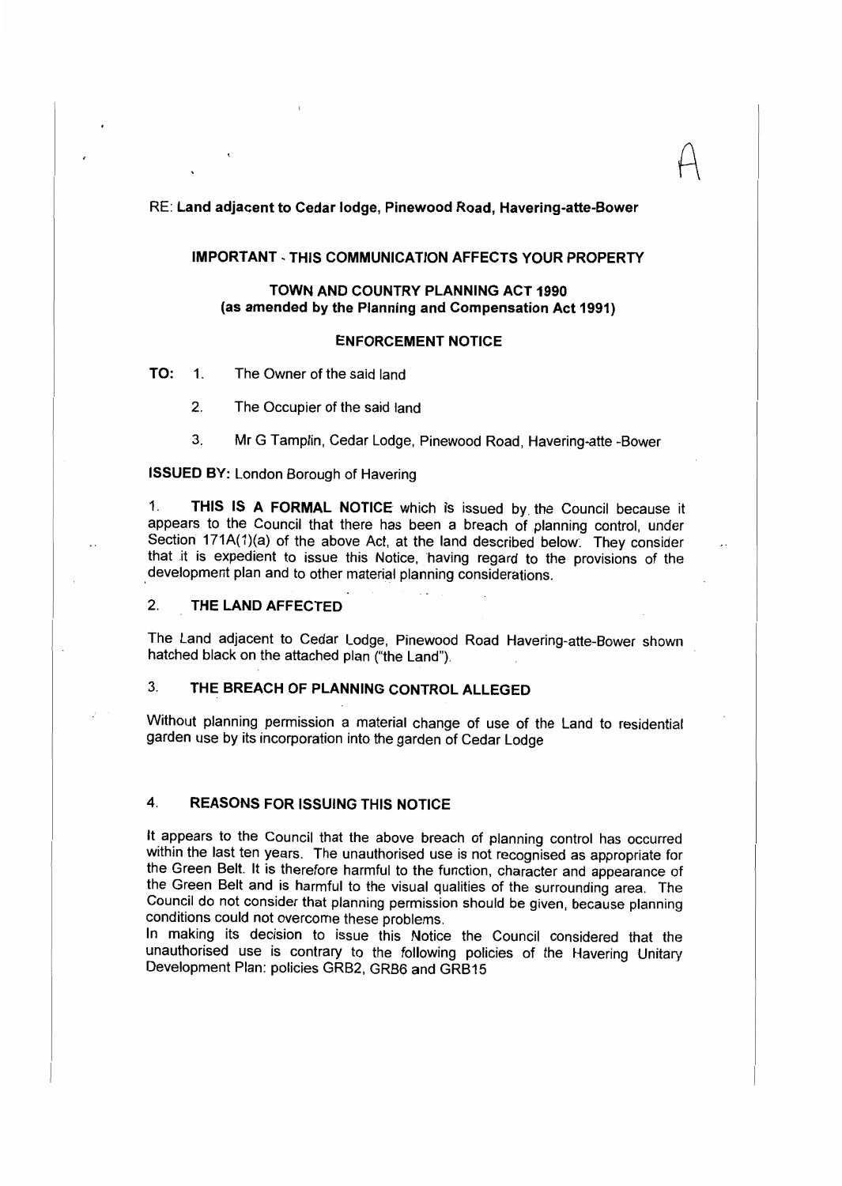A

RE: **Land adjacent to Cedar lodge, Pinewood Road, Havering-atte-Bower**

**IMPORTANT - THIS COMMUNICATION AFFECTS YOUR PROPERTY**

**TOWN AND COUNTRY PLANNING ACT 1990**
**(as amended by the Planning and Compensation Act 1991)**

**ENFORCEMENT NOTICE**

**TO:** 1. The Owner of the said land

2. The Occupier of the said land

3. Mr G Tamplin, Cedar Lodge, Pinewood Road, Havering-atte -Bower

**ISSUED BY:** London Borough of Havering

1. **THIS IS A FORMAL NOTICE** which is issued by the Council because it appears to the Council that there has been a breach of planning control, under Section 171A(1)(a) of the above Act, at the land described below. They consider that it is expedient to issue this Notice, having regard to the provisions of the development plan and to other material planning considerations.

## 2. THE LAND AFFECTED

The Land adjacent to Cedar Lodge, Pinewood Road Havering-atte-Bower shown hatched black on the attached plan ("the Land").

## 3. THE BREACH OF PLANNING CONTROL ALLEGED

Without planning permission a material change of use of the Land to residential garden use by its incorporation into the garden of Cedar Lodge

## 4. REASONS FOR ISSUING THIS NOTICE

It appears to the Council that the above breach of planning control has occurred within the last ten years. The unauthorised use is not recognised as appropriate for the Green Belt. It is therefore harmful to the function, character and appearance of the Green Belt and is harmful to the visual qualities of the surrounding area. The Council do not consider that planning permission should be given, because planning conditions could not overcome these problems.
In making its decision to issue this Notice the Council considered that the unauthorised use is contrary to the following policies of the Havering Unitary Development Plan: policies GRB2, GRB6 and GRB15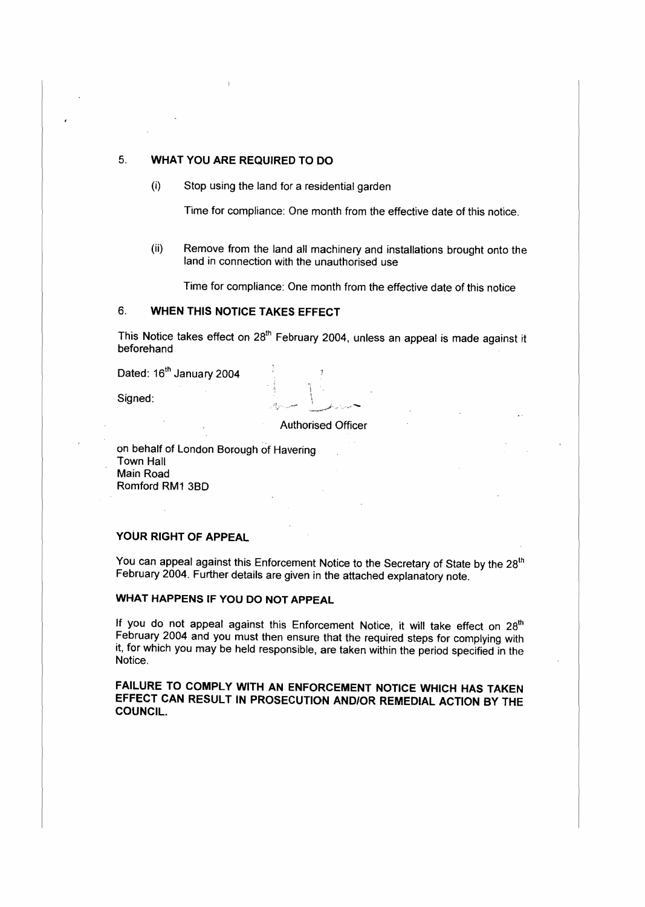## 5. WHAT YOU ARE REQUIRED TO DO

(i) Stop using the land for a residential garden

Time for compliance: One month from the effective date of this notice.

(ii) Remove from the land all machinery and installations brought onto the land in connection with the unauthorised use

Time for compliance: One month from the effective date of this notice

## 6. WHEN THIS NOTICE TAKES EFFECT

This Notice takes effect on 28th February 2004, unless an appeal is made against it beforehand

Dated: 16th January 2004

Signed:

Authorised Officer

on behalf of London Borough of Havering
Town Hall
Main Road
Romford RM1 3BD

### YOUR RIGHT OF APPEAL

You can appeal against this Enforcement Notice to the Secretary of State by the 28th February 2004. Further details are given in the attached explanatory note.

### WHAT HAPPENS IF YOU DO NOT APPEAL

If you do not appeal against this Enforcement Notice, it will take effect on 28th February 2004 and you must then ensure that the required steps for complying with it, for which you may be held responsible, are taken within the period specified in the Notice.

**FAILURE TO COMPLY WITH AN ENFORCEMENT NOTICE WHICH HAS TAKEN EFFECT CAN RESULT IN PROSECUTION AND/OR REMEDIAL ACTION BY THE COUNCIL.**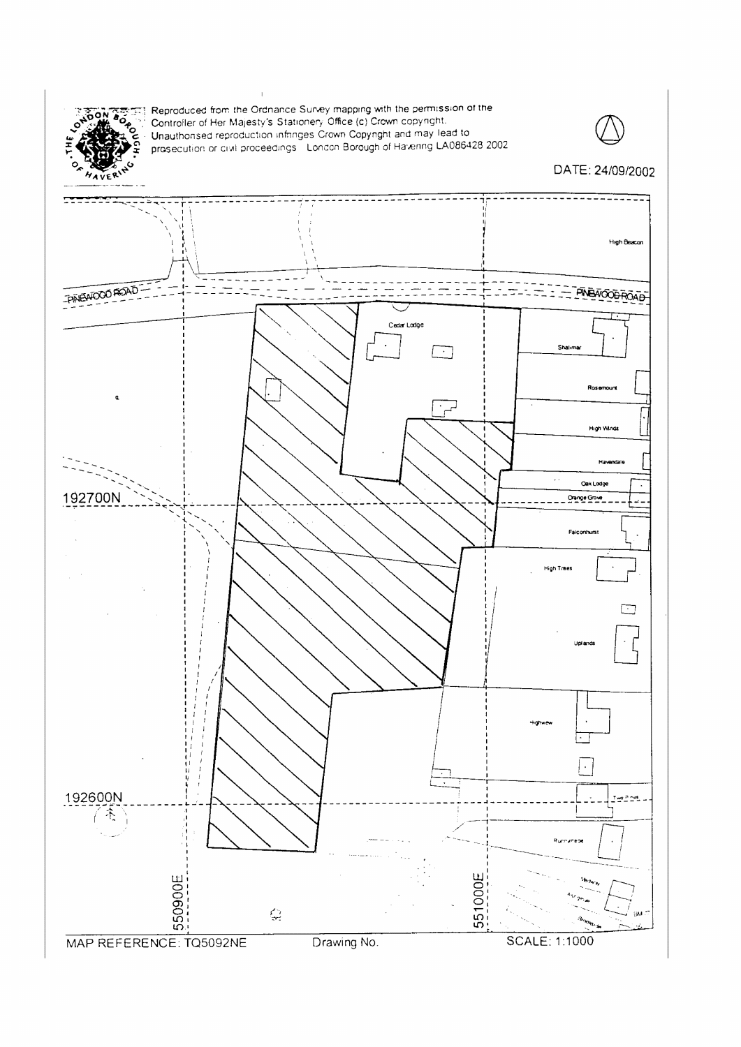Reproduced from the Ordnance Survey mapping with the permission of the Controller of Her Majesty's Stationery Office (c) Crown copyright. Unauthorised reproduction infringes Crown Copyright and may lead to prosecution or civil proceedings. London Borough of Havering LA086428 2002

DATE: 24/09/2002

PINEWOOD ROAD

High Beacon

Cedar Lodge

Shalimar

Rosemount

High Winds

Havendale

Oak Lodge

Orange Grove

Falconhurst

High Trees

Uplands

Highview

Two Pines

Runnymede

192700N

192600N

550900E

551000E

MAP REFERENCE: TQ5092NE

Drawing No.

SCALE: 1:1000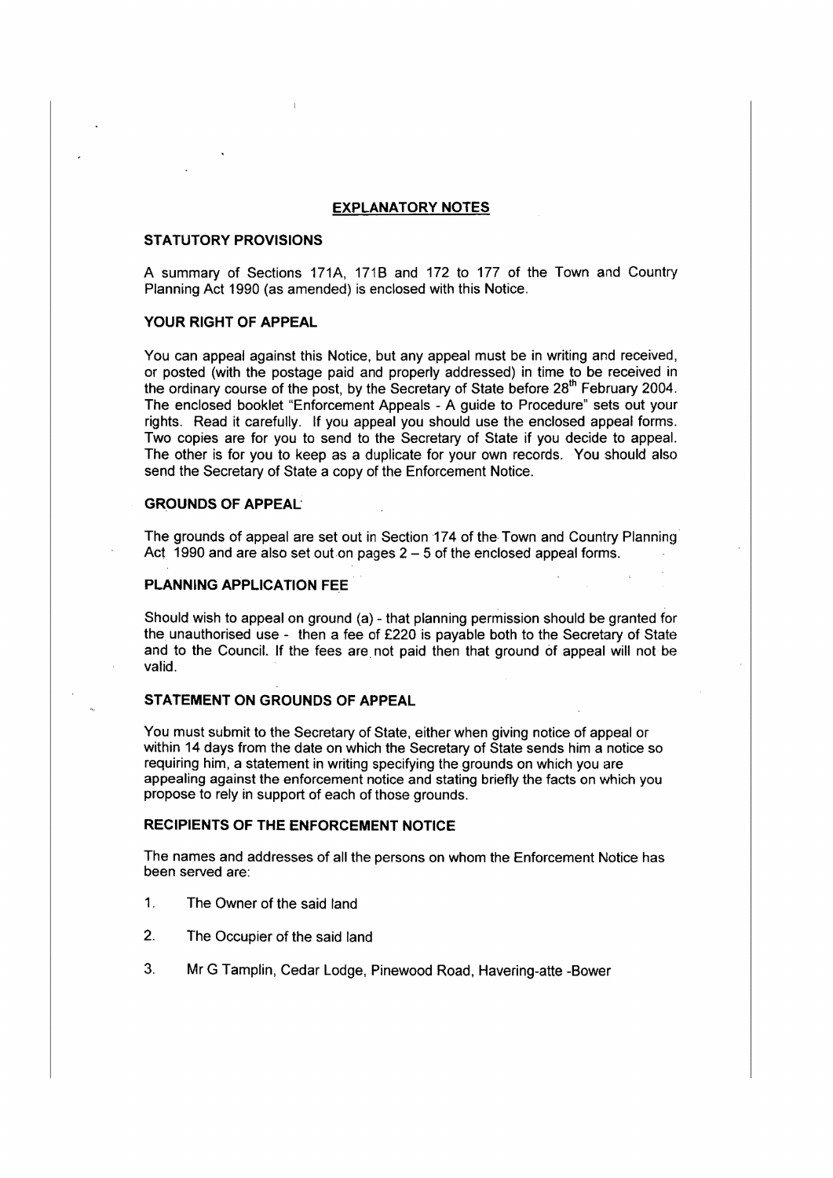# EXPLANATORY NOTES

## STATUTORY PROVISIONS

A summary of Sections 171A, 171B and 172 to 177 of the Town and Country Planning Act 1990 (as amended) is enclosed with this Notice.

## YOUR RIGHT OF APPEAL

You can appeal against this Notice, but any appeal must be in writing and received, or posted (with the postage paid and properly addressed) in time to be received in the ordinary course of the post, by the Secretary of State before 28th February 2004. The enclosed booklet "Enforcement Appeals - A guide to Procedure" sets out your rights. Read it carefully. If you appeal you should use the enclosed appeal forms. Two copies are for you to send to the Secretary of State if you decide to appeal. The other is for you to keep as a duplicate for your own records. You should also send the Secretary of State a copy of the Enforcement Notice.

## GROUNDS OF APPEAL

The grounds of appeal are set out in Section 174 of the Town and Country Planning Act 1990 and are also set out on pages 2 – 5 of the enclosed appeal forms.

## PLANNING APPLICATION FEE

Should wish to appeal on ground (a) - that planning permission should be granted for the unauthorised use - then a fee of £220 is payable both to the Secretary of State and to the Council. If the fees are not paid then that ground of appeal will not be valid.

## STATEMENT ON GROUNDS OF APPEAL

You must submit to the Secretary of State, either when giving notice of appeal or within 14 days from the date on which the Secretary of State sends him a notice so requiring him, a statement in writing specifying the grounds on which you are appealing against the enforcement notice and stating briefly the facts on which you propose to rely in support of each of those grounds.

## RECIPIENTS OF THE ENFORCEMENT NOTICE

The names and addresses of all the persons on whom the Enforcement Notice has been served are:

1. The Owner of the said land
2. The Occupier of the said land
3. Mr G Tamplin, Cedar Lodge, Pinewood Road, Havering-atte -Bower